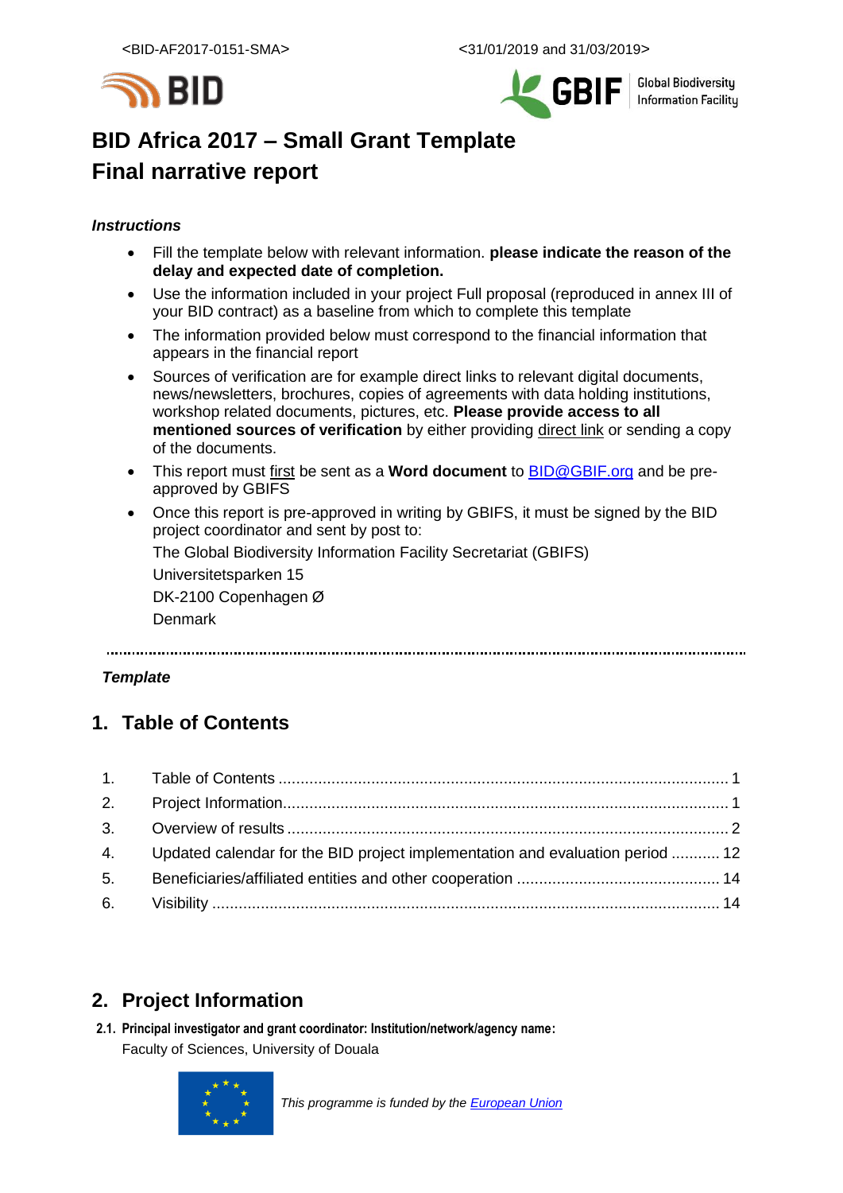<BID-AF2017-0151-SMA> <31/01/2019 and 31/03/2019>

# BID Africa 2017 – Small Grant Template
# Final narrative report

***Instructions***

- Fill the template below with relevant information. **please indicate the reason of the delay and expected date of completion.**
- Use the information included in your project Full proposal (reproduced in annex III of your BID contract) as a baseline from which to complete this template
- The information provided below must correspond to the financial information that appears in the financial report
- Sources of verification are for example direct links to relevant digital documents, news/newsletters, brochures, copies of agreements with data holding institutions, workshop related documents, pictures, etc. **Please provide access to all mentioned sources of verification** by either providing direct link or sending a copy of the documents.
- This report must first be sent as a **Word document** to BID@GBIF.org and be pre-approved by GBIFS
- Once this report is pre-approved in writing by GBIFS, it must be signed by the BID project coordinator and sent by post to:

  The Global Biodiversity Information Facility Secretariat (GBIFS)
  Universitetsparken 15
  DK-2100 Copenhagen Ø
  Denmark

***Template***

## 1. Table of Contents

1. Table of Contents ..... 1
2. Project Information ..... 1
3. Overview of results ..... 2
4. Updated calendar for the BID project implementation and evaluation period ..... 12
5. Beneficiaries/affiliated entities and other cooperation ..... 14
6. Visibility ..... 14

## 2. Project Information

**2.1. Principal investigator and grant coordinator: Institution/network/agency name:**

Faculty of Sciences, University of Douala

*This programme is funded by the European Union*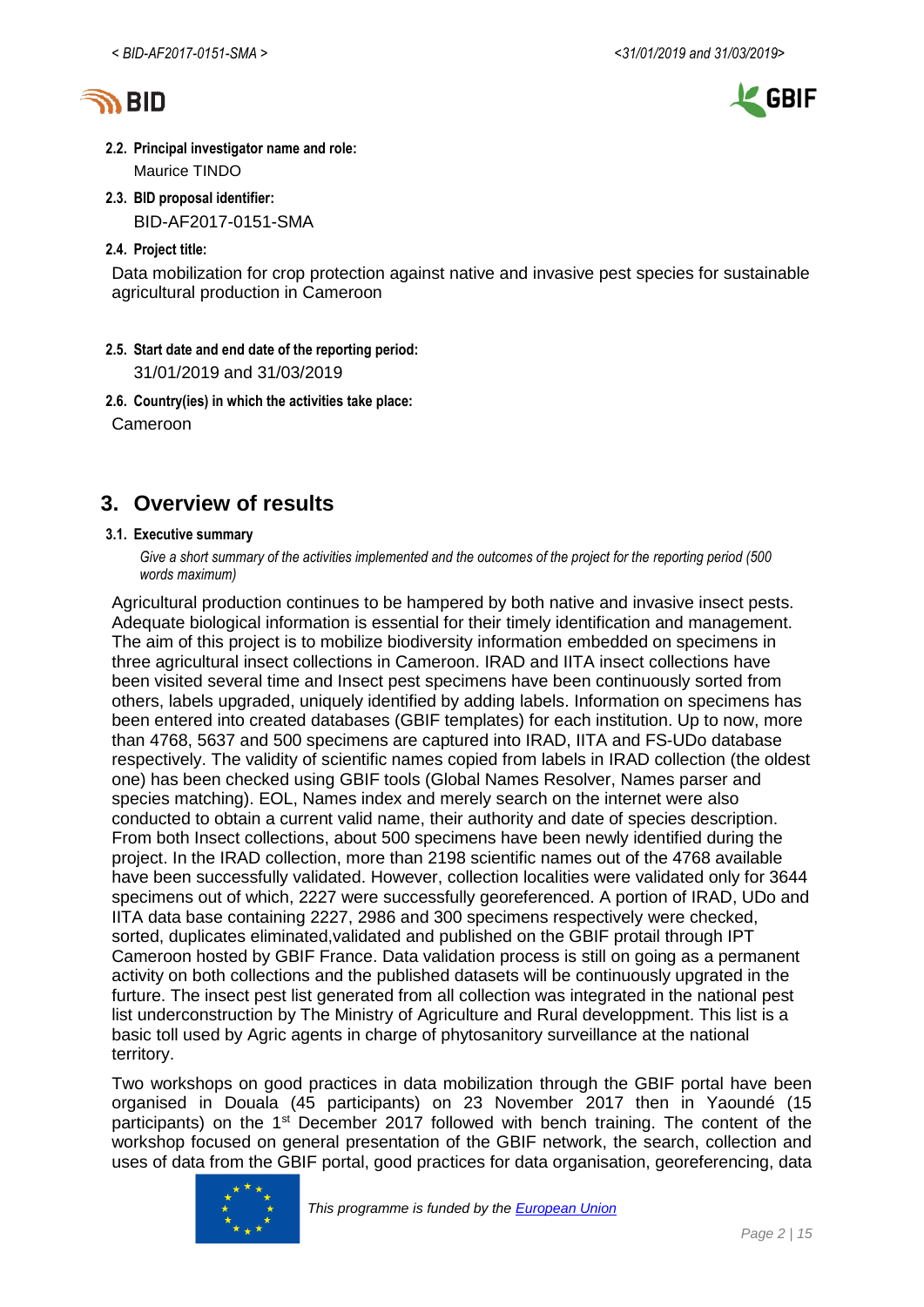**2.2. Principal investigator name and role:**
Maurice TINDO

**2.3. BID proposal identifier:**
BID-AF2017-0151-SMA

**2.4. Project title:**

Data mobilization for crop protection against native and invasive pest species for sustainable agricultural production in Cameroon

**2.5. Start date and end date of the reporting period:**
31/01/2019 and 31/03/2019

**2.6. Country(ies) in which the activities take place:**

Cameroon

# 3. Overview of results

**3.1. Executive summary**

*Give a short summary of the activities implemented and the outcomes of the project for the reporting period (500 words maximum)*

Agricultural production continues to be hampered by both native and invasive insect pests. Adequate biological information is essential for their timely identification and management. The aim of this project is to mobilize biodiversity information embedded on specimens in three agricultural insect collections in Cameroon. IRAD and IITA insect collections have been visited several time and Insect pest specimens have been continuously sorted from others, labels upgraded, uniquely identified by adding labels. Information on specimens has been entered into created databases (GBIF templates) for each institution. Up to now, more than 4768, 5637 and 500 specimens are captured into IRAD, IITA and FS-UDo database respectively. The validity of scientific names copied from labels in IRAD collection (the oldest one) has been checked using GBIF tools (Global Names Resolver, Names parser and species matching). EOL, Names index and merely search on the internet were also conducted to obtain a current valid name, their authority and date of species description. From both Insect collections, about 500 specimens have been newly identified during the project. In the IRAD collection, more than 2198 scientific names out of the 4768 available have been successfully validated. However, collection localities were validated only for 3644 specimens out of which, 2227 were successfully georeferenced. A portion of IRAD, UDo and IITA data base containing 2227, 2986 and 300 specimens respectively were checked, sorted, duplicates eliminated,validated and published on the GBIF protail through IPT Cameroon hosted by GBIF France. Data validation process is still on going as a permanent activity on both collections and the published datasets will be continuously upgrated in the furture. The insect pest list generated from all collection was integrated in the national pest list underconstruction by The Ministry of Agriculture and Rural developpment. This list is a basic toll used by Agric agents in charge of phytosanitory surveillance at the national territory.

Two workshops on good practices in data mobilization through the GBIF portal have been organised in Douala (45 participants) on 23 November 2017 then in Yaoundé (15 participants) on the 1st December 2017 followed with bench training. The content of the workshop focused on general presentation of the GBIF network, the search, collection and uses of data from the GBIF portal, good practices for data organisation, georeferencing, data

*This programme is funded by the European Union*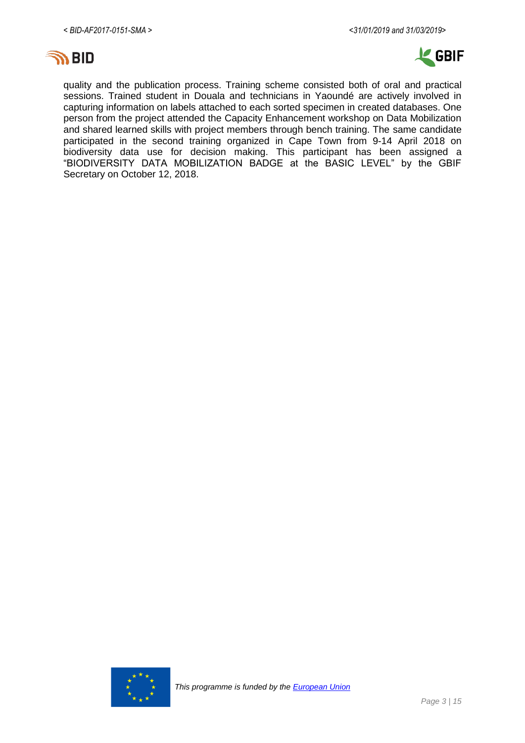quality and the publication process. Training scheme consisted both of oral and practical sessions. Trained student in Douala and technicians in Yaoundé are actively involved in capturing information on labels attached to each sorted specimen in created databases. One person from the project attended the Capacity Enhancement workshop on Data Mobilization and shared learned skills with project members through bench training. The same candidate participated in the second training organized in Cape Town from 9-14 April 2018 on biodiversity data use for decision making. This participant has been assigned a "BIODIVERSITY DATA MOBILIZATION BADGE at the BASIC LEVEL" by the GBIF Secretary on October 12, 2018.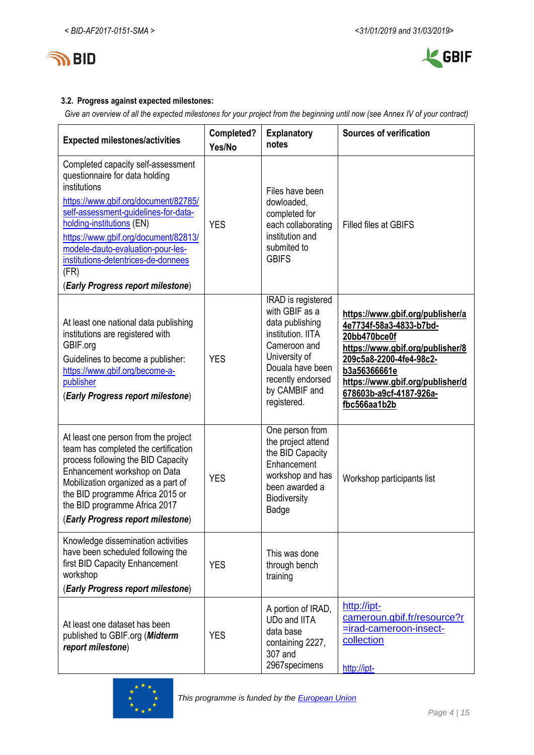### 3.2. Progress against expected milestones:

*Give an overview of all the expected milestones for your project from the beginning until now (see Annex IV of your contract)*

| Expected milestones/activities | Completed? Yes/No | Explanatory notes | Sources of verification |
|---|---|---|---|
| Completed capacity self-assessment questionnaire for data holding institutions<br>https://www.gbif.org/document/82785/self-assessment-guidelines-for-data-holding-institutions (EN)<br>https://www.gbif.org/document/82813/modele-dauto-evaluation-pour-les-institutions-detentrices-de-donnees (FR)<br>(***Early Progress report milestone***) | YES | Files have been dowloaded, completed for each collaborating institution and submited to GBIFS | Filled files at GBIFS |
| At least one national data publishing institutions are registered with GBIF.org<br>Guidelines to become a publisher: https://www.gbif.org/become-a-publisher<br>(***Early Progress report milestone***) | YES | IRAD is registered with GBIF as a data publishing institution. IITA Cameroon and University of Douala have been recently endorsed by CAMBIF and registered. | **https://www.gbif.org/publisher/a4e7734f-58a3-4833-b7bd-20bb470bce0f**<br>**https://www.gbif.org/publisher/8209c5a8-2200-4fe4-98c2-b3a56366661e**<br>**https://www.gbif.org/publisher/d678603b-a9cf-4187-926a-fbc566aa1b2b** |
| At least one person from the project team has completed the certification process following the BID Capacity Enhancement workshop on Data Mobilization organized as a part of the BID programme Africa 2015 or the BID programme Africa 2017<br>(***Early Progress report milestone***) | YES | One person from the project attend the BID Capacity Enhancement workshop and has been awarded a Biodiversity Badge | Workshop participants list |
| Knowledge dissemination activities have been scheduled following the first BID Capacity Enhancement workshop<br>(***Early Progress report milestone***) | YES | This was done through bench training | |
| At least one dataset has been published to GBIF.org (***Midterm report milestone***) | YES | A portion of IRAD, UDo and IITA data base containing 2227, 307 and 2967specimens | http://ipt-cameroun.gbif.fr/resource?r=irad-cameroon-insect-collection<br><br>http://ipt- |

*This programme is funded by the European Union*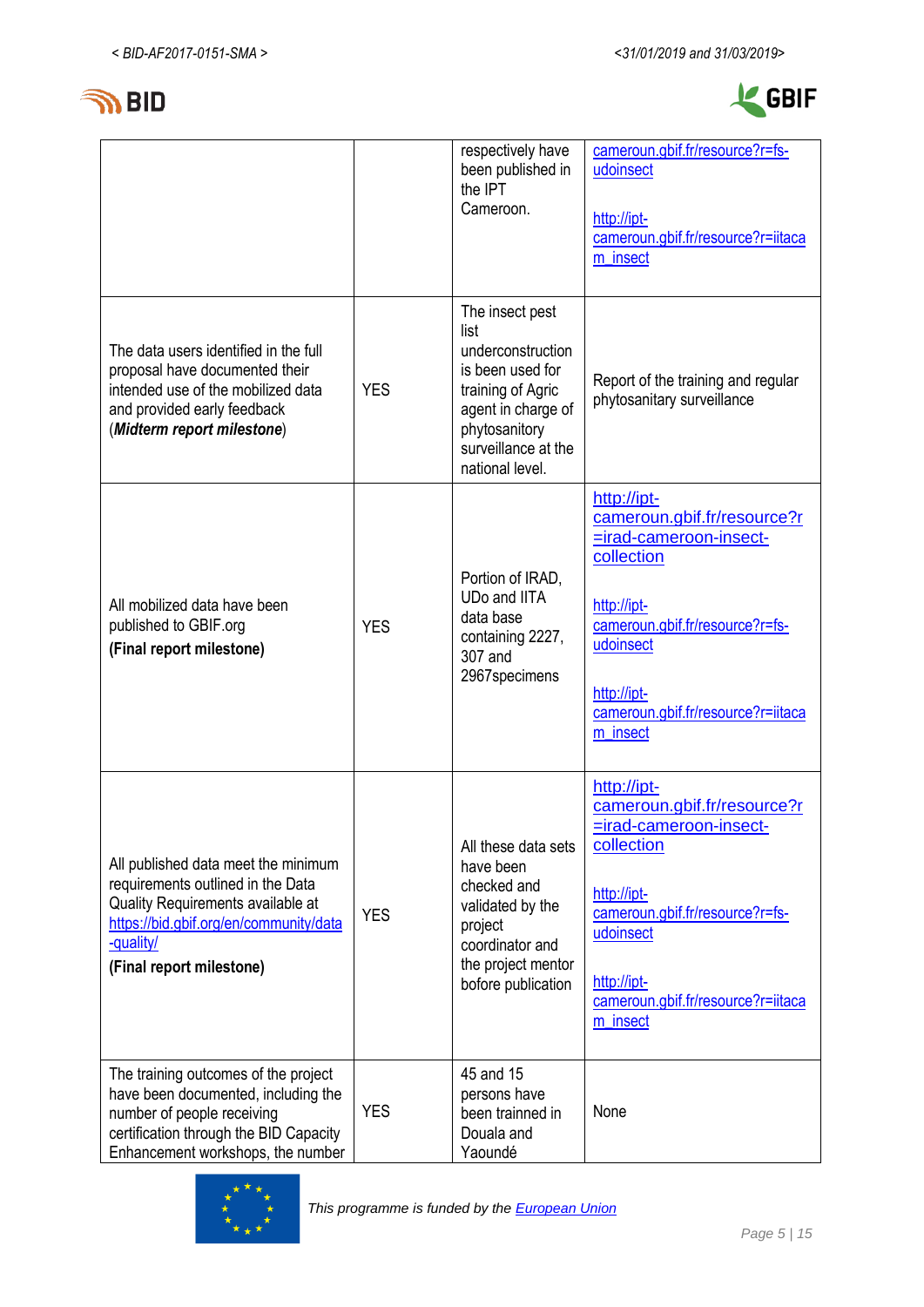| | | | |
|---|---|---|---|
| | | respectively have been published in the IPT Cameroon. | cameroun.gbif.fr/resource?r=fs-udoinsect<br><br>http://ipt-cameroun.gbif.fr/resource?r=iitacam_insect |
| The data users identified in the full proposal have documented their intended use of the mobilized data and provided early feedback (***Midterm report milestone***) | YES | The insect pest list underconstruction is been used for training of Agric agent in charge of phytosanitory surveillance at the national level. | Report of the training and regular phytosanitary surveillance |
| All mobilized data have been published to GBIF.org<br>**(Final report milestone)** | YES | Portion of IRAD, UDo and IITA data base containing 2227, 307 and 2967specimens | http://ipt-cameroun.gbif.fr/resource?r=irad-cameroon-insect-collection<br><br>http://ipt-cameroun.gbif.fr/resource?r=fs-udoinsect<br><br>http://ipt-cameroun.gbif.fr/resource?r=iitacam_insect |
| All published data meet the minimum requirements outlined in the Data Quality Requirements available at https://bid.gbif.org/en/community/data-quality/<br>**(Final report milestone)** | YES | All these data sets have been checked and validated by the project coordinator and the project mentor before publication | http://ipt-cameroun.gbif.fr/resource?r=irad-cameroon-insect-collection<br><br>http://ipt-cameroun.gbif.fr/resource?r=fs-udoinsect<br><br>http://ipt-cameroun.gbif.fr/resource?r=iitacam_insect |
| The training outcomes of the project have been documented, including the number of people receiving certification through the BID Capacity Enhancement workshops, the number | YES | 45 and 15 persons have been trainned in Douala and Yaoundé | None |

This programme is funded by the European Union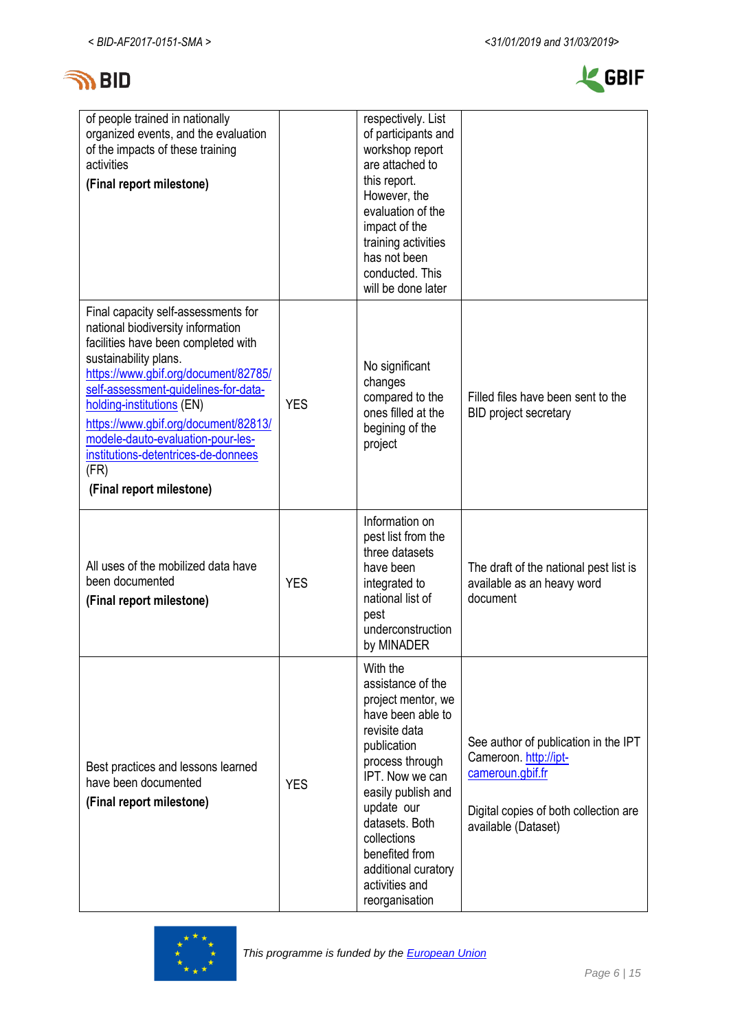| | | | |
|---|---|---|---|
| of people trained in nationally organized events, and the evaluation of the impacts of these training activities<br>**(Final report milestone)** | | respectively. List of participants and workshop report are attached to this report. However, the evaluation of the impact of the training activities has not been conducted. This will be done later | |
| Final capacity self-assessments for national biodiversity information facilities have been completed with sustainability plans. [https://www.gbif.org/document/82785/self-assessment-guidelines-for-data-holding-institutions](https://www.gbif.org/document/82785/self-assessment-guidelines-for-data-holding-institutions) (EN) [https://www.gbif.org/document/82813/modele-dauto-evaluation-pour-les-institutions-detentrices-de-donnees](https://www.gbif.org/document/82813/modele-dauto-evaluation-pour-les-institutions-detentrices-de-donnees) (FR)<br>**(Final report milestone)** | YES | No significant changes compared to the ones filled at the begining of the project | Filled files have been sent to the BID project secretary |
| All uses of the mobilized data have been documented<br>**(Final report milestone)** | YES | Information on pest list from the three datasets have been integrated to national list of pest underconstruction by MINADER | The draft of the national pest list is available as an heavy word document |
| Best practices and lessons learned have been documented<br>**(Final report milestone)** | YES | With the assistance of the project mentor, we have been able to revisite data publication process through IPT. Now we can easily publish and update our datasets. Both collections benefited from additional curatory activities and reorganisation | See author of publication in the IPT Cameroon. [http://ipt-cameroun.gbif.fr](http://ipt-cameroun.gbif.fr)<br><br>Digital copies of both collection are available (Dataset) |

*This programme is funded by the [European Union](#)*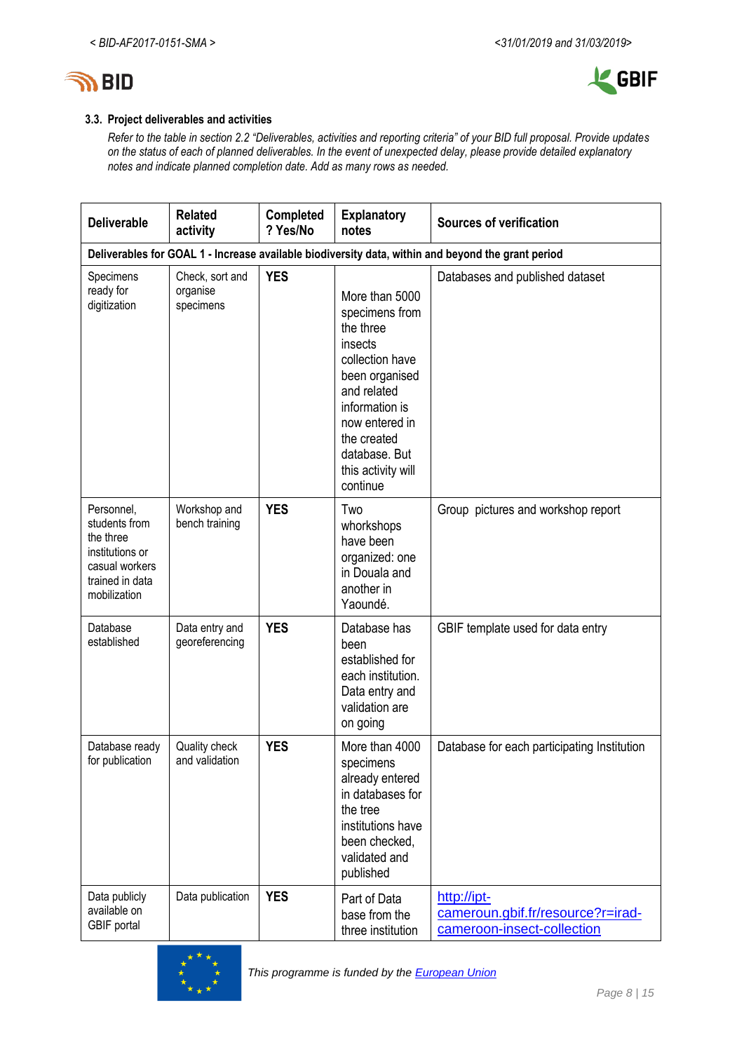### 3.3. Project deliverables and activities

*Refer to the table in section 2.2 "Deliverables, activities and reporting criteria" of your BID full proposal. Provide updates on the status of each of planned deliverables. In the event of unexpected delay, please provide detailed explanatory notes and indicate planned completion date. Add as many rows as needed.*

| Deliverable | Related activity | Completed ? Yes/No | Explanatory notes | Sources of verification |
|---|---|---|---|---|
| **Deliverables for GOAL 1 - Increase available biodiversity data, within and beyond the grant period** | | | | |
| Specimens ready for digitization | Check, sort and organise specimens | **YES** | More than 5000 specimens from the three insects collection have been organised and related information is now entered in the created database. But this activity will continue | Databases and published dataset |
| Personnel, students from the three institutions or casual workers trained in data mobilization | Workshop and bench training | **YES** | Two workshops have been organized: one in Douala and another in Yaoundé. | Group pictures and workshop report |
| Database established | Data entry and georeferencing | **YES** | Database has been established for each institution. Data entry and validation are on going | GBIF template used for data entry |
| Database ready for publication | Quality check and validation | **YES** | More than 4000 specimens already entered in databases for the tree institutions have been checked, validated and published | Database for each participating Institution |
| Data publicly available on GBIF portal | Data publication | **YES** | Part of Data base from the three institution | [http://ipt-cameroun.gbif.fr/resource?r=irad-cameroon-insect-collection](http://ipt-cameroun.gbif.fr/resource?r=irad-cameroon-insect-collection) |

This programme is funded by the European Union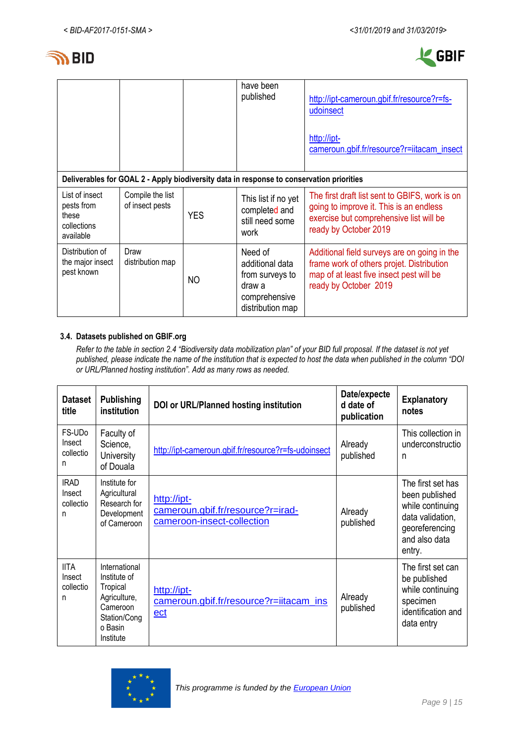|  |  |  | have been published | http://ipt-cameroun.gbif.fr/resource?r=fs-udoinsect<br><br>http://ipt-cameroun.gbif.fr/resource?r=iitacam_insect |
|---|---|---|---|---|
| **Deliverables for GOAL 2 - Apply biodiversity data in response to conservation priorities** | | | | |
| List of insect pests from these collections available | Compile the list of insect pests | YES | This list if no yet completed and still need some work | The first draft list sent to GBIFS, work is on going to improve it. This is an endless exercise but comprehensive list will be ready by October 2019 |
| Distribution of the major insect pest known | Draw distribution map | NO | Need of additional data from surveys to draw a comprehensive distribution map | Additional field surveys are on going in the frame work of others projet. Distribution map of at least five insect pest will be ready by October 2019 |

#### 3.4. Datasets published on GBIF.org

*Refer to the table in section 2.4 "Biodiversity data mobilization plan" of your BID full proposal. If the dataset is not yet published, please indicate the name of the institution that is expected to host the data when published in the column "DOI or URL/Planned hosting institution". Add as many rows as needed.*

| Dataset title | Publishing institution | DOI or URL/Planned hosting institution | Date/expected date of publication | Explanatory notes |
|---|---|---|---|---|
| FS-UDo Insect collection | Faculty of Science, University of Douala | http://ipt-cameroun.gbif.fr/resource?r=fs-udoinsect | Already published | This collection in underconstruction |
| IRAD Insect collection | Institute for Agricultural Research for Development of Cameroon | http://ipt-cameroun.gbif.fr/resource?r=irad-cameroon-insect-collection | Already published | The first set has been published while continuing data validation, georeferencing and also data entry. |
| IITA Insect collection | International Institute of Tropical Agriculture, Cameroon Station/Congo Basin Institute | http://ipt-cameroun.gbif.fr/resource?r=iitacam_insect | Already published | The first set can be published while continuing specimen identification and data entry |

*This programme is funded by the European Union*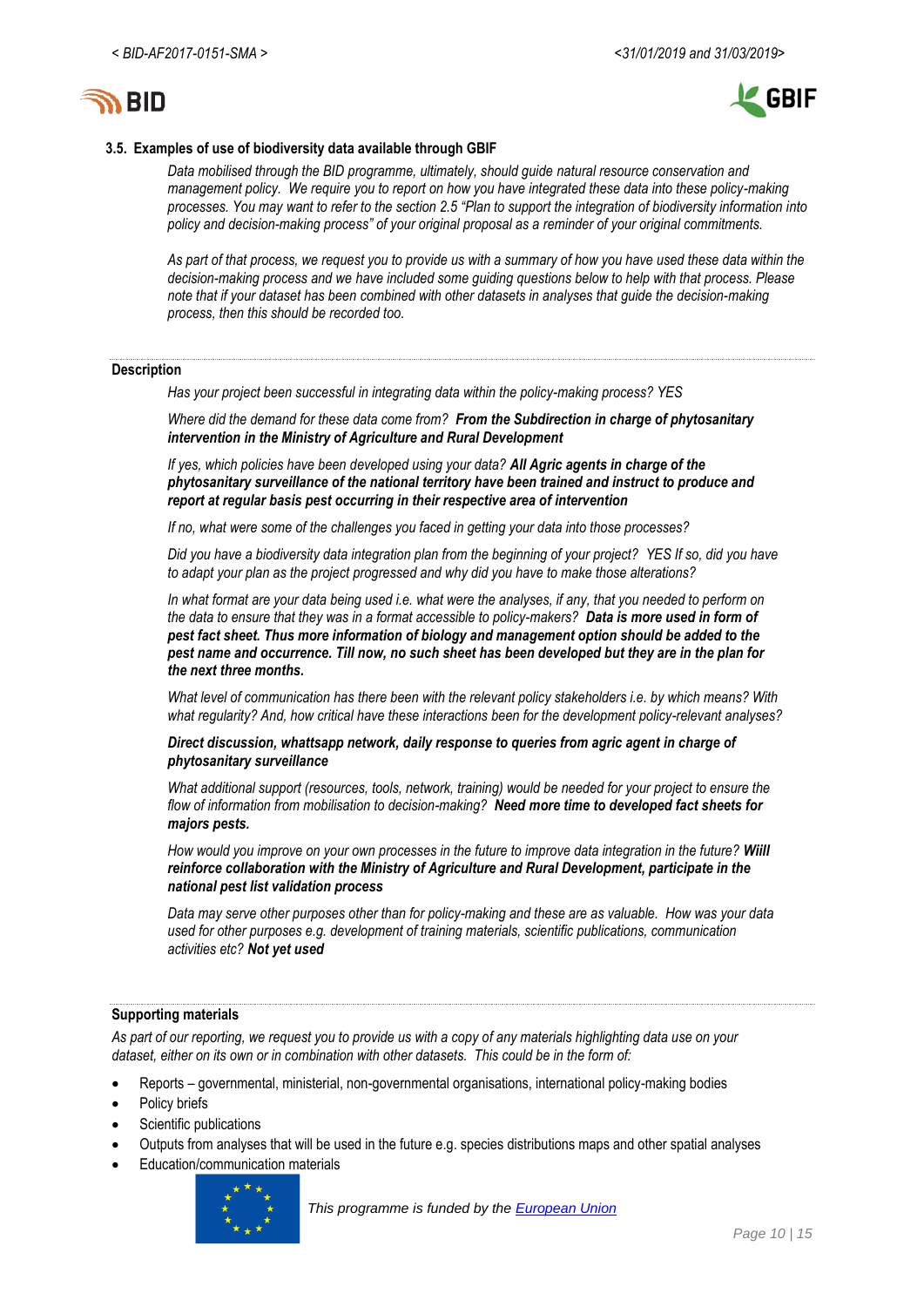### 3.5. Examples of use of biodiversity data available through GBIF

*Data mobilised through the BID programme, ultimately, should guide natural resource conservation and management policy. We require you to report on how you have integrated these data into these policy-making processes. You may want to refer to the section 2.5 "Plan to support the integration of biodiversity information into policy and decision-making process" of your original proposal as a reminder of your original commitments.*

*As part of that process, we request you to provide us with a summary of how you have used these data within the decision-making process and we have included some guiding questions below to help with that process. Please note that if your dataset has been combined with other datasets in analyses that guide the decision-making process, then this should be recorded too.*

**Description**

*Has your project been successful in integrating data within the policy-making process? YES*

*Where did the demand for these data come from?* ***From the Subdirection in charge of phytosanitary intervention in the Ministry of Agriculture and Rural Development***

*If yes, which policies have been developed using your data?* ***All Agric agents in charge of the phytosanitary surveillance of the national territory have been trained and instruct to produce and report at regular basis pest occurring in their respective area of intervention***

*If no, what were some of the challenges you faced in getting your data into those processes?*

*Did you have a biodiversity data integration plan from the beginning of your project? YES If so, did you have to adapt your plan as the project progressed and why did you have to make those alterations?*

*In what format are your data being used i.e. what were the analyses, if any, that you needed to perform on the data to ensure that they was in a format accessible to policy-makers?* ***Data is more used in form of pest fact sheet. Thus more information of biology and management option should be added to the pest name and occurrence. Till now, no such sheet has been developed but they are in the plan for the next three months.***

*What level of communication has there been with the relevant policy stakeholders i.e. by which means? With what regularity? And, how critical have these interactions been for the development policy-relevant analyses?*

***Direct discussion, whattsapp network, daily response to queries from agric agent in charge of phytosanitary surveillance***

*What additional support (resources, tools, network, training) would be needed for your project to ensure the flow of information from mobilisation to decision-making?* ***Need more time to developed fact sheets for majors pests.***

*How would you improve on your own processes in the future to improve data integration in the future?* ***Wiill reinforce collaboration with the Ministry of Agriculture and Rural Development, participate in the national pest list validation process***

*Data may serve other purposes other than for policy-making and these are as valuable. How was your data used for other purposes e.g. development of training materials, scientific publications, communication activities etc?* ***Not yet used***

**Supporting materials**

*As part of our reporting, we request you to provide us with a copy of any materials highlighting data use on your dataset, either on its own or in combination with other datasets. This could be in the form of:*

- Reports – governmental, ministerial, non-governmental organisations, international policy-making bodies
- Policy briefs
- Scientific publications
- Outputs from analyses that will be used in the future e.g. species distributions maps and other spatial analyses
- Education/communication materials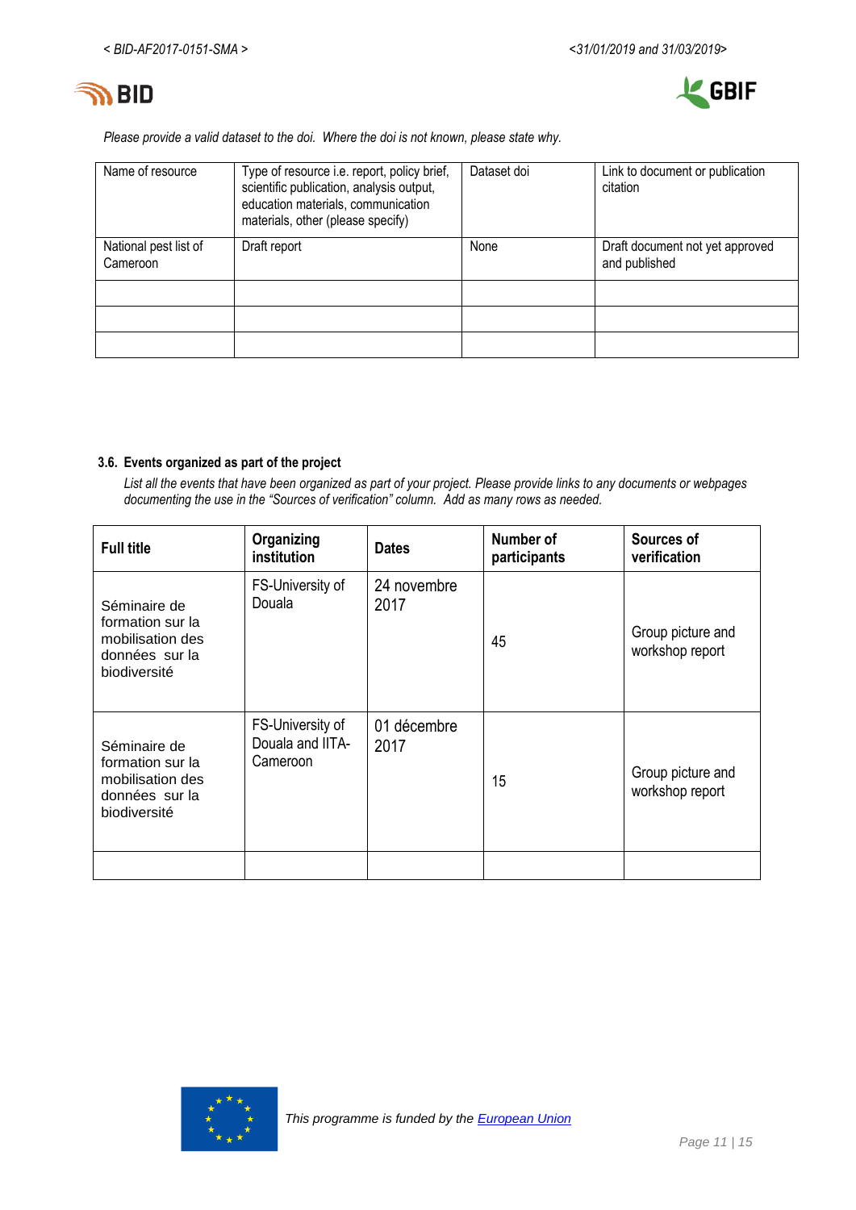*Please provide a valid dataset to the doi. Where the doi is not known, please state why.*

| Name of resource | Type of resource i.e. report, policy brief, scientific publication, analysis output, education materials, communication materials, other (please specify) | Dataset doi | Link to document or publication citation |
|---|---|---|---|
| National pest list of Cameroon | Draft report | None | Draft document not yet approved and published |
| | | | |
| | | | |
| | | | |

### 3.6. Events organized as part of the project

*List all the events that have been organized as part of your project. Please provide links to any documents or webpages documenting the use in the "Sources of verification" column. Add as many rows as needed.*

| Full title | Organizing institution | Dates | Number of participants | Sources of verification |
|---|---|---|---|---|
| Séminaire de formation sur la mobilisation des données sur la biodiversité | FS-University of Douala | 24 novembre 2017 | 45 | Group picture and workshop report |
| Séminaire de formation sur la mobilisation des données sur la biodiversité | FS-University of Douala and IITA-Cameroon | 01 décembre 2017 | 15 | Group picture and workshop report |
| | | | | |

*This programme is funded by the European Union*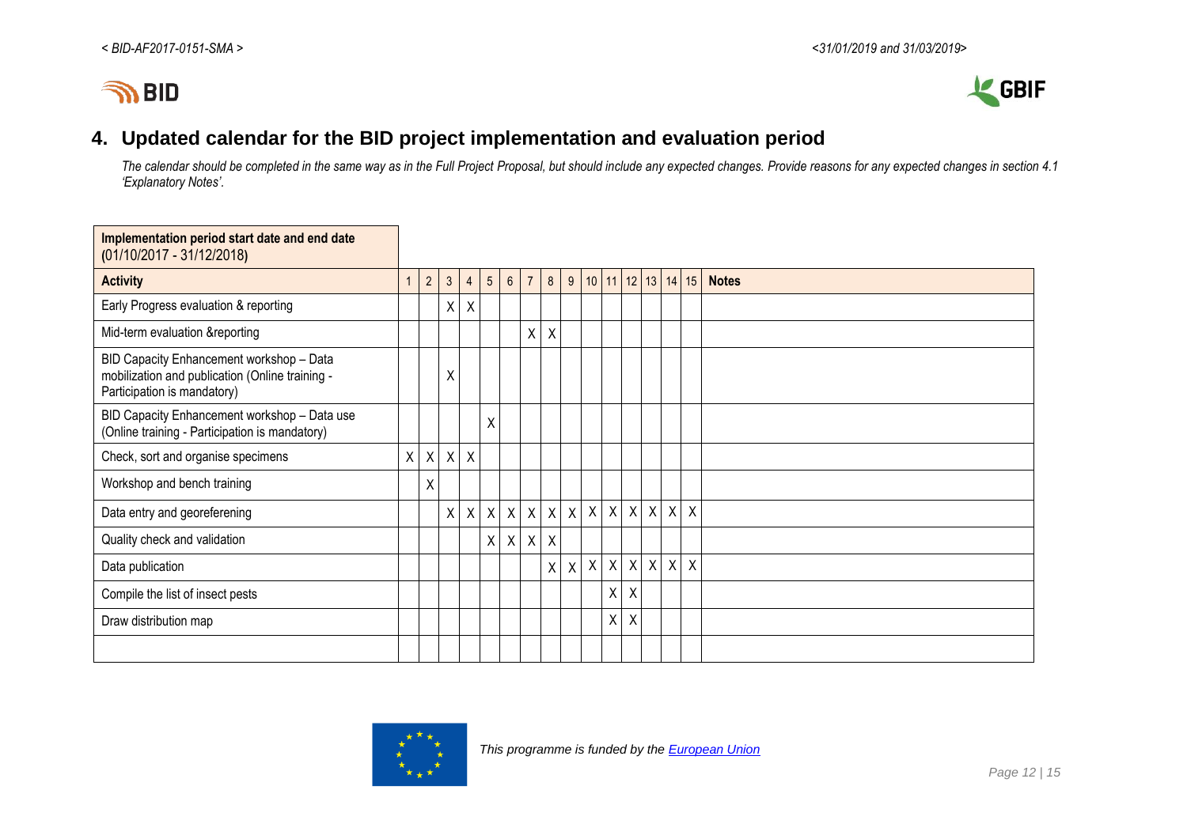## 4. Updated calendar for the BID project implementation and evaluation period

*The calendar should be completed in the same way as in the Full Project Proposal, but should include any expected changes. Provide reasons for any expected changes in section 4.1 'Explanatory Notes'.*

| **Implementation period start date and end date (01/10/2017 - 31/12/2018)** | | | | | | | | | | | | | | | | |
|---|---|---|---|---|---|---|---|---|---|---|---|---|---|---|---|---|
| **Activity** | 1 | 2 | 3 | 4 | 5 | 6 | 7 | 8 | 9 | 10 | 11 | 12 | 13 | 14 | 15 | **Notes** |
| Early Progress evaluation & reporting | | | X | X | | | | | | | | | | | | |
| Mid-term evaluation &reporting | | | | | | | X | X | | | | | | | | |
| BID Capacity Enhancement workshop – Data mobilization and publication (Online training - Participation is mandatory) | | | X | | | | | | | | | | | | | |
| BID Capacity Enhancement workshop – Data use (Online training - Participation is mandatory) | | | | | X | | | | | | | | | | | |
| Check, sort and organise specimens | X | X | X | X | | | | | | | | | | | | |
| Workshop and bench training | | X | | | | | | | | | | | | | | |
| Data entry and georeferening | | | X | X | X | X | X | X | X | X | X | X | X | X | X | |
| Quality check and validation | | | | | X | X | X | X | | | | | | | | |
| Data publication | | | | | | | | X | X | X | X | X | X | X | X | |
| Compile the list of insect pests | | | | | | | | | | | X | X | | | | |
| Draw distribution map | | | | | | | | | | | X | X | | | | |
| | | | | | | | | | | | | | | | | |

*This programme is funded by the European Union*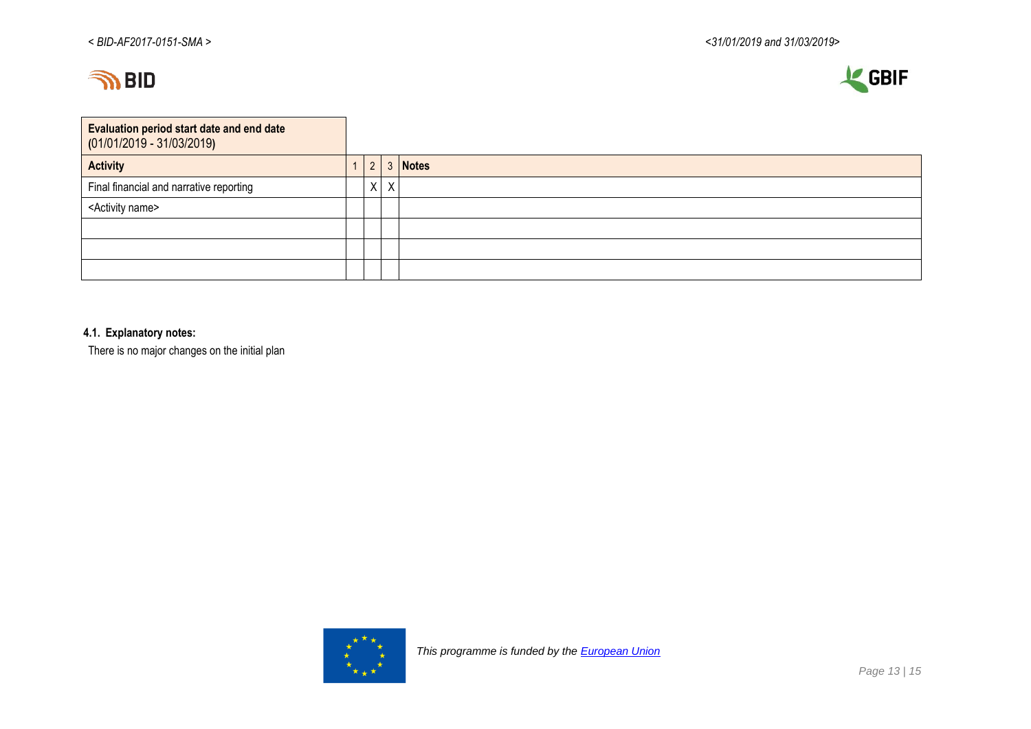| Evaluation period start date and end date (01/01/2019 - 31/03/2019) | | | | |
|---|---|---|---|---|
| **Activity** | 1 | 2 | 3 | **Notes** |
| Final financial and narrative reporting | | X | X | |
| <Activity name> | | | | |
| | | | | |
| | | | | |
| | | | | |

#### 4.1. Explanatory notes:

There is no major changes on the initial plan

*This programme is funded by the European Union*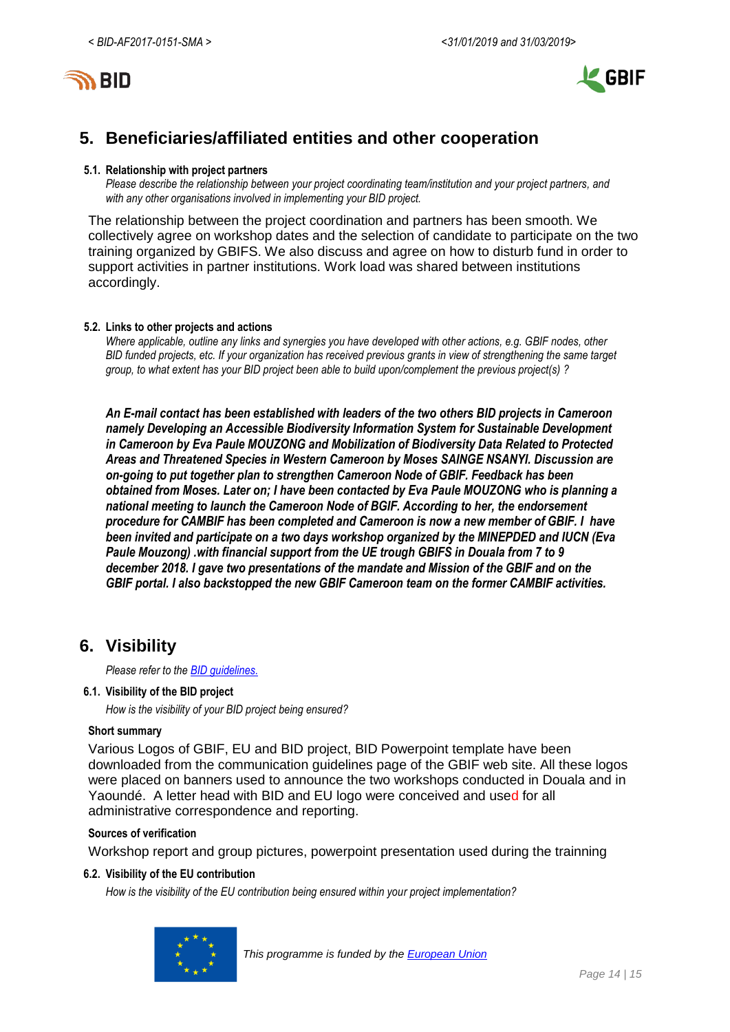## 5. Beneficiaries/affiliated entities and other cooperation

### 5.1. Relationship with project partners

*Please describe the relationship between your project coordinating team/institution and your project partners, and with any other organisations involved in implementing your BID project.*

The relationship between the project coordination and partners has been smooth. We collectively agree on workshop dates and the selection of candidate to participate on the two training organized by GBIFS. We also discuss and agree on how to disturb fund in order to support activities in partner institutions. Work load was shared between institutions accordingly.

### 5.2. Links to other projects and actions

*Where applicable, outline any links and synergies you have developed with other actions, e.g. GBIF nodes, other BID funded projects, etc. If your organization has received previous grants in view of strengthening the same target group, to what extent has your BID project been able to build upon/complement the previous project(s) ?*

***An E-mail contact has been established with leaders of the two others BID projects in Cameroon namely Developing an Accessible Biodiversity Information System for Sustainable Development in Cameroon by Eva Paule MOUZONG and Mobilization of Biodiversity Data Related to Protected Areas and Threatened Species in Western Cameroon by Moses SAINGE NSANYI. Discussion are on-going to put together plan to strengthen Cameroon Node of GBIF. Feedback has been obtained from Moses. Later on; I have been contacted by Eva Paule MOUZONG who is planning a national meeting to launch the Cameroon Node of BGIF. According to her, the endorsement procedure for CAMBIF has been completed and Cameroon is now a new member of GBIF. I have been invited and participate on a two days workshop organized by the MINEPDED and IUCN (Eva Paule Mouzong) .with financial support from the UE trough GBIFS in Douala from 7 to 9 december 2018. I gave two presentations of the mandate and Mission of the GBIF and on the GBIF portal. I also backstopped the new GBIF Cameroon team on the former CAMBIF activities.***

## 6. Visibility

*Please refer to the [BID guidelines.](BID guidelines.)*

### 6.1. Visibility of the BID project

*How is the visibility of your BID project being ensured?*

**Short summary**

Various Logos of GBIF, EU and BID project, BID Powerpoint template have been downloaded from the communication guidelines page of the GBIF web site. All these logos were placed on banners used to announce the two workshops conducted in Douala and in Yaoundé. A letter head with BID and EU logo were conceived and used for all administrative correspondence and reporting.

**Sources of verification**

Workshop report and group pictures, powerpoint presentation used during the trainning

### 6.2. Visibility of the EU contribution

*How is the visibility of the EU contribution being ensured within your project implementation?*

*This programme is funded by the European Union*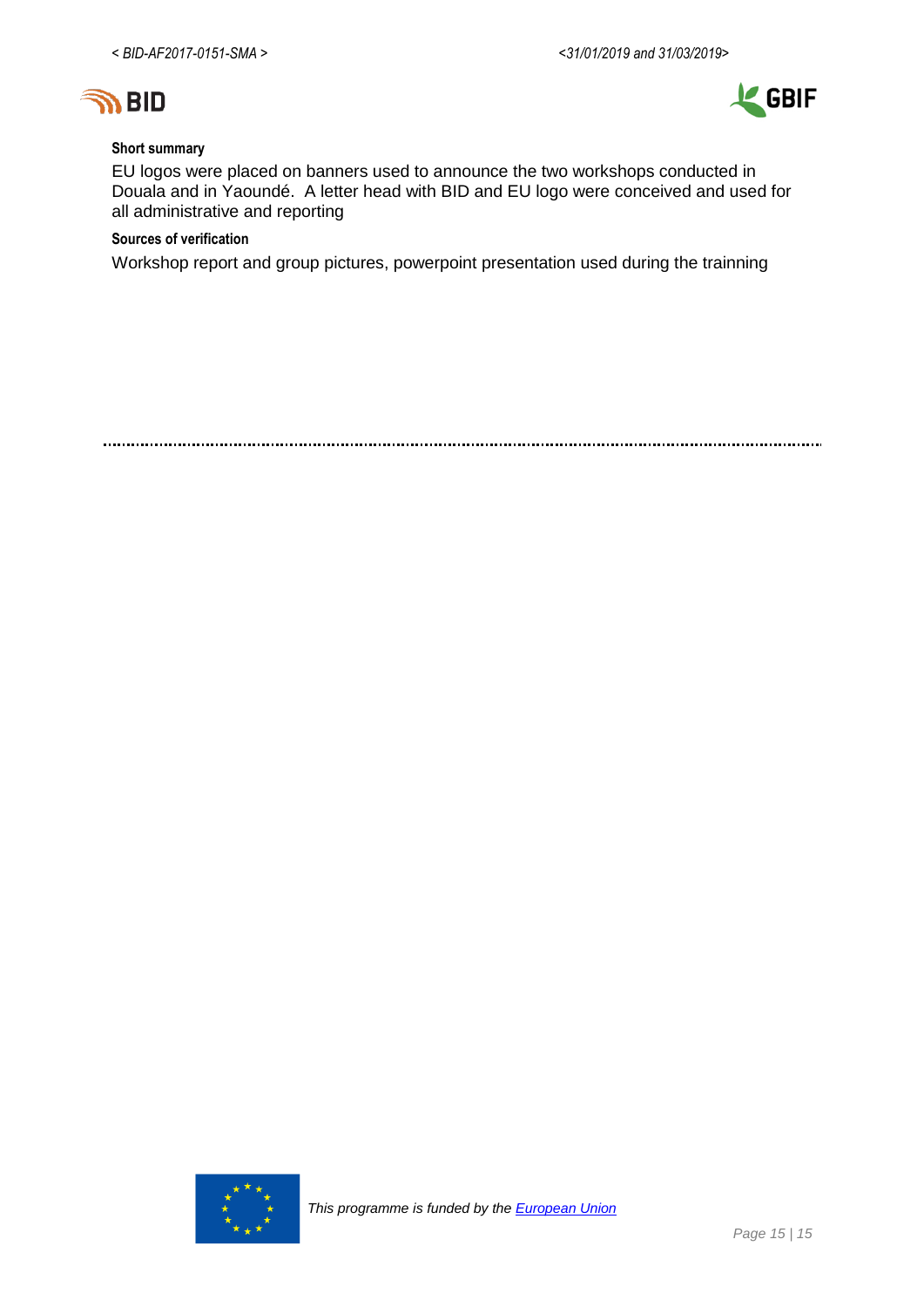#### Short summary

EU logos were placed on banners used to announce the two workshops conducted in Douala and in Yaoundé.  A letter head with BID and EU logo were conceived and used for all administrative and reporting

#### Sources of verification

Workshop report and group pictures, powerpoint presentation used during the trainning

---

*This programme is funded by the [European Union]*